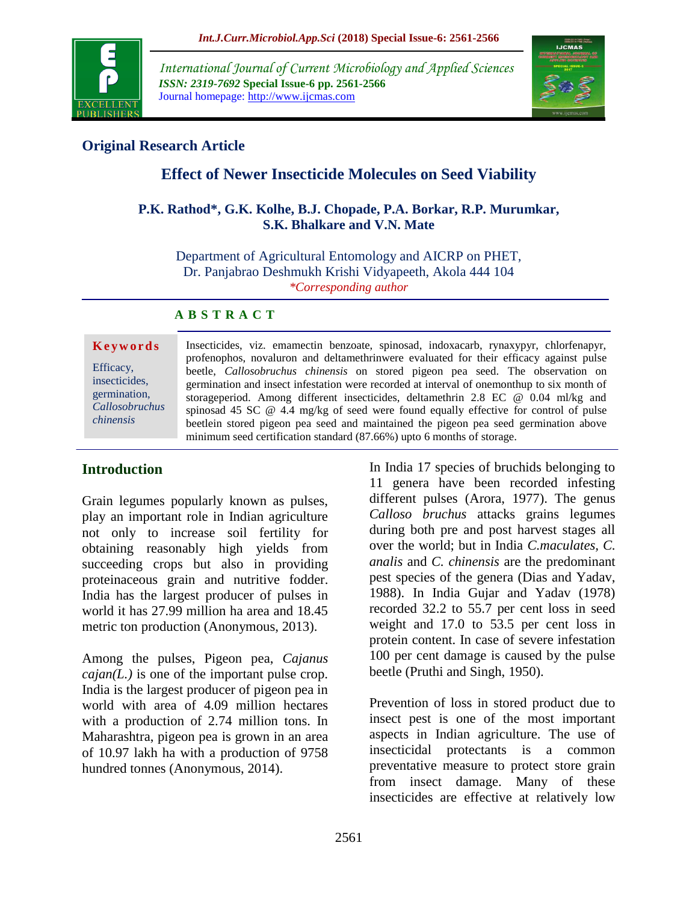## Original Research Article

# Effect of Newer Insecticide Molecules on Seed Viability

**P.K. Rathod\*, G.K. Kolhe, B.J. Chopade, P.A. Borkar, R.P. Murumkar, S.K. Bhalkare and V.N. Mate**

Department of Agricultural Entomology and AICRP on PHET, Dr. Panjabrao Deshmukh Krishi Vidyapeeth, Akola 444 104

*\*Corresponding author*

### ABSTRACT

**Keywords**

Efficacy, insecticides, germination, *Callosobruchus chinensis*

Insecticides, viz. emamectin benzoate, spinosad, indoxacarb, rynaxypyr, chlorfenapyr, profenophos, novaluron and deltamethrinwere evaluated for their efficacy against pulse beetle, *Callosobruchus chinensis* on stored pigeon pea seed. The observation on germination and insect infestation were recorded at interval of onemonthup to six month of storageperiod. Among different insecticides, deltamethrin 2.8 EC @ 0.04 ml/kg and spinosad 45 SC @ 4.4 mg/kg of seed were found equally effective for control of pulse beetlein stored pigeon pea seed and maintained the pigeon pea seed germination above minimum seed certification standard (87.66%) upto 6 months of storage.

## Introduction

Grain legumes popularly known as pulses, play an important role in Indian agriculture not only to increase soil fertility for obtaining reasonably high yields from succeeding crops but also in providing proteinaceous grain and nutritive fodder. India has the largest producer of pulses in world it has 27.99 million ha area and 18.45 metric ton production (Anonymous, 2013).

Among the pulses, Pigeon pea, *Cajanus cajan(L.)* is one of the important pulse crop. India is the largest producer of pigeon pea in world with area of 4.09 million hectares with a production of 2.74 million tons. In Maharashtra, pigeon pea is grown in an area of 10.97 lakh ha with a production of 9758 hundred tonnes (Anonymous, 2014).

In India 17 species of bruchids belonging to 11 genera have been recorded infesting different pulses (Arora, 1977). The genus *Calloso bruchus* attacks grains legumes during both pre and post harvest stages all over the world; but in India *C.maculates, C. analis* and *C. chinensis* are the predominant pest species of the genera (Dias and Yadav, 1988). In India Gujar and Yadav (1978) recorded 32.2 to 55.7 per cent loss in seed weight and 17.0 to 53.5 per cent loss in protein content. In case of severe infestation 100 per cent damage is caused by the pulse beetle (Pruthi and Singh, 1950).

Prevention of loss in stored product due to insect pest is one of the most important aspects in Indian agriculture. The use of insecticidal protectants is a common preventative measure to protect store grain from insect damage. Many of these insecticides are effective at relatively low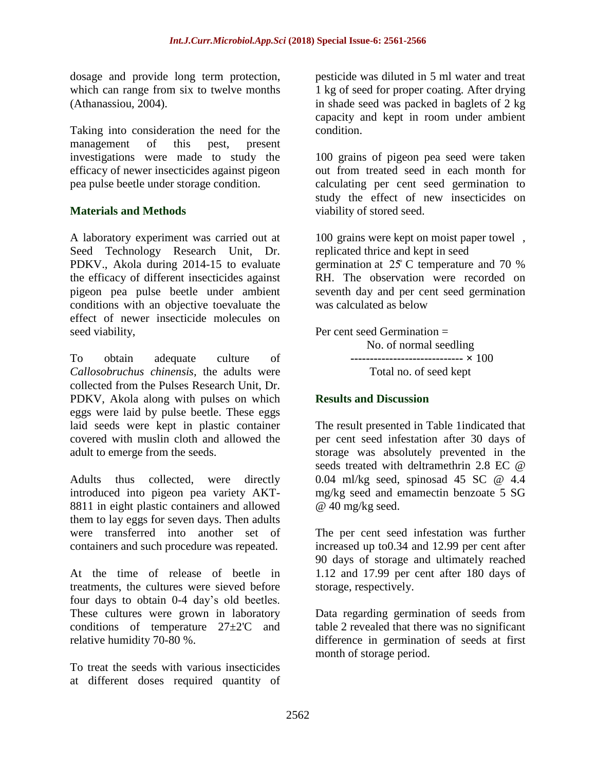dosage and provide long term protection, which can range from six to twelve months (Athanassiou, 2004).

Taking into consideration the need for the management of this pest, present investigations were made to study the efficacy of newer insecticides against pigeon pea pulse beetle under storage condition.

## Materials and Methods

A laboratory experiment was carried out at Seed Technology Research Unit, Dr. PDKV., Akola during 2014-15 to evaluate the efficacy of different insecticides against pigeon pea pulse beetle under ambient conditions with an objective toevaluate the effect of newer insecticide molecules on seed viability,

To obtain adequate culture of *Callosobruchus chinensis*, the adults were collected from the Pulses Research Unit, Dr. PDKV, Akola along with pulses on which eggs were laid by pulse beetle. These eggs laid seeds were kept in plastic container covered with muslin cloth and allowed the adult to emerge from the seeds.

Adults thus collected, were directly introduced into pigeon pea variety AKT-8811 in eight plastic containers and allowed them to lay eggs for seven days. Then adults were transferred into another set of containers and such procedure was repeated.

At the time of release of beetle in treatments, the cultures were sieved before four days to obtain 0-4 day's old beetles. These cultures were grown in laboratory conditions of temperature 27±2'C and relative humidity 70-80 %.

To treat the seeds with various insecticides at different doses required quantity of pesticide was diluted in 5 ml water and treat 1 kg of seed for proper coating. After drying in shade seed was packed in baglets of 2 kg capacity and kept in room under ambient condition.

100 grains of pigeon pea seed were taken out from treated seed in each month for calculating per cent seed germination to study the effect of new insecticides on viability of stored seed.

100 grains were kept on moist paper towel , replicated thrice and kept in seed germination at 25̊ C temperature and 70 % RH. The observation were recorded on seventh day and per cent seed germination was calculated as below

$$\text{Per cent seed Germination} = \frac{\text{No. of normal seedling}}{\text{Total no. of seed kept}} \times 100$$

## Results and Discussion

The result presented in Table 1indicated that per cent seed infestation after 30 days of storage was absolutely prevented in the seeds treated with deltramethrin 2.8 EC @ 0.04 ml/kg seed, spinosad 45 SC @ 4.4 mg/kg seed and emamectin benzoate 5 SG @ 40 mg/kg seed.

The per cent seed infestation was further increased up to0.34 and 12.99 per cent after 90 days of storage and ultimately reached 1.12 and 17.99 per cent after 180 days of storage, respectively.

Data regarding germination of seeds from table 2 revealed that there was no significant difference in germination of seeds at first month of storage period.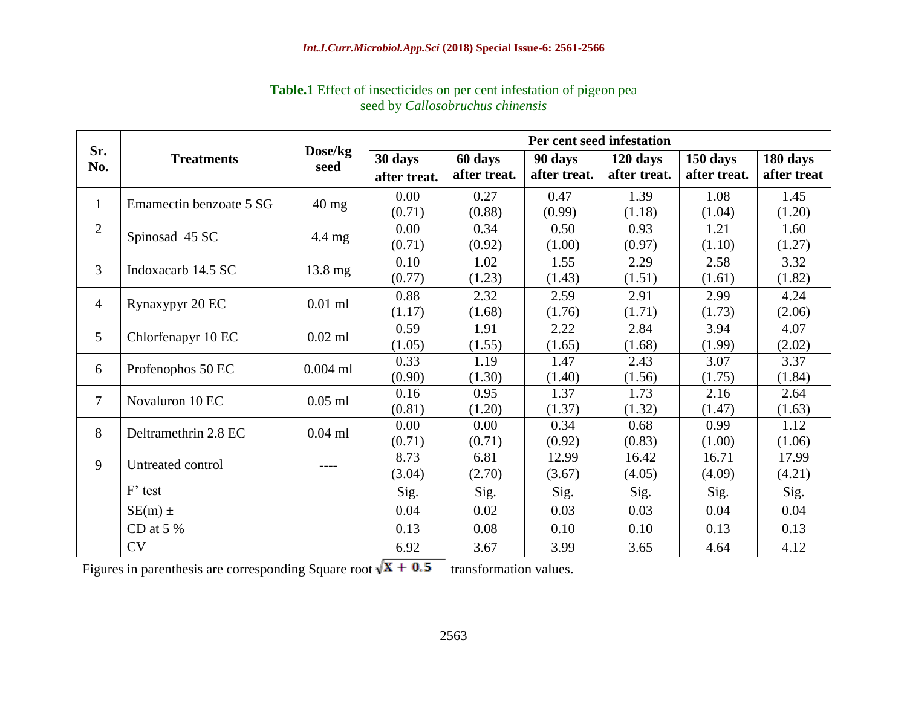**Table.1** Effect of insecticides on per cent infestation of pigeon pea seed by *Callosobruchus chinensis*

| Sr. No. | Treatments | Dose/kg seed | Per cent seed infestation | | | | | |
|---|---|---|---|---|---|---|---|---|
| | | | 30 days after treat. | 60 days after treat. | 90 days after treat. | 120 days after treat. | 150 days after treat. | 180 days after treat |
| 1 | Emamectin benzoate 5 SG | 40 mg | 0.00 (0.71) | 0.27 (0.88) | 0.47 (0.99) | 1.39 (1.18) | 1.08 (1.04) | 1.45 (1.20) |
| 2 | Spinosad 45 SC | 4.4 mg | 0.00 (0.71) | 0.34 (0.92) | 0.50 (1.00) | 0.93 (0.97) | 1.21 (1.10) | 1.60 (1.27) |
| 3 | Indoxacarb 14.5 SC | 13.8 mg | 0.10 (0.77) | 1.02 (1.23) | 1.55 (1.43) | 2.29 (1.51) | 2.58 (1.61) | 3.32 (1.82) |
| 4 | Rynaxypyr 20 EC | 0.01 ml | 0.88 (1.17) | 2.32 (1.68) | 2.59 (1.76) | 2.91 (1.71) | 2.99 (1.73) | 4.24 (2.06) |
| 5 | Chlorfenapyr 10 EC | 0.02 ml | 0.59 (1.05) | 1.91 (1.55) | 2.22 (1.65) | 2.84 (1.68) | 3.94 (1.99) | 4.07 (2.02) |
| 6 | Profenophos 50 EC | 0.004 ml | 0.33 (0.90) | 1.19 (1.30) | 1.47 (1.40) | 2.43 (1.56) | 3.07 (1.75) | 3.37 (1.84) |
| 7 | Novaluron 10 EC | 0.05 ml | 0.16 (0.81) | 0.95 (1.20) | 1.37 (1.37) | 1.73 (1.32) | 2.16 (1.47) | 2.64 (1.63) |
| 8 | Deltramethrin 2.8 EC | 0.04 ml | 0.00 (0.71) | 0.00 (0.71) | 0.34 (0.92) | 0.68 (0.83) | 0.99 (1.00) | 1.12 (1.06) |
| 9 | Untreated control | ---- | 8.73 (3.04) | 6.81 (2.70) | 12.99 (3.67) | 16.42 (4.05) | 16.71 (4.09) | 17.99 (4.21) |
| | F' test | | Sig. | Sig. | Sig. | Sig. | Sig. | Sig. |
| | SE(m) ± | | 0.04 | 0.02 | 0.03 | 0.03 | 0.04 | 0.04 |
| | CD at 5 % | | 0.13 | 0.08 | 0.10 | 0.10 | 0.13 | 0.13 |
| | CV | | 6.92 | 3.67 | 3.99 | 3.65 | 4.64 | 4.12 |

Figures in parenthesis are corresponding Square root $\sqrt{X + 0.5}$ transformation values.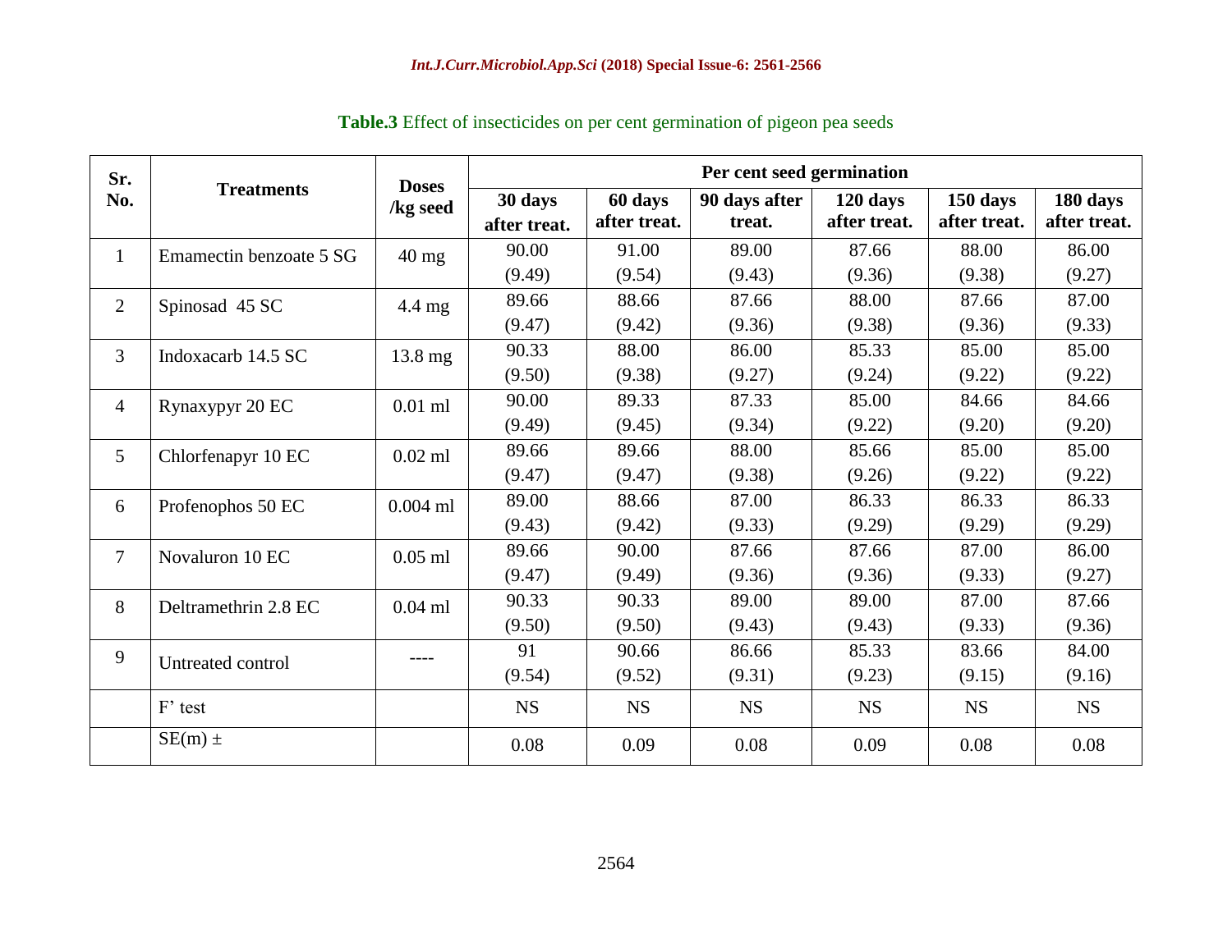**Table.3** Effect of insecticides on per cent germination of pigeon pea seeds

| Sr. No. | Treatments | Doses /kg seed | Per cent seed germination | | | | | |
|---|---|---|---|---|---|---|---|---|
| | | | 30 days after treat. | 60 days after treat. | 90 days after treat. | 120 days after treat. | 150 days after treat. | 180 days after treat. |
| 1 | Emamectin benzoate 5 SG | 40 mg | 90.00 (9.49) | 91.00 (9.54) | 89.00 (9.43) | 87.66 (9.36) | 88.00 (9.38) | 86.00 (9.27) |
| 2 | Spinosad 45 SC | 4.4 mg | 89.66 (9.47) | 88.66 (9.42) | 87.66 (9.36) | 88.00 (9.38) | 87.66 (9.36) | 87.00 (9.33) |
| 3 | Indoxacarb 14.5 SC | 13.8 mg | 90.33 (9.50) | 88.00 (9.38) | 86.00 (9.27) | 85.33 (9.24) | 85.00 (9.22) | 85.00 (9.22) |
| 4 | Rynaxypyr 20 EC | 0.01 ml | 90.00 (9.49) | 89.33 (9.45) | 87.33 (9.34) | 85.00 (9.22) | 84.66 (9.20) | 84.66 (9.20) |
| 5 | Chlorfenapyr 10 EC | 0.02 ml | 89.66 (9.47) | 89.66 (9.47) | 88.00 (9.38) | 85.66 (9.26) | 85.00 (9.22) | 85.00 (9.22) |
| 6 | Profenophos 50 EC | 0.004 ml | 89.00 (9.43) | 88.66 (9.42) | 87.00 (9.33) | 86.33 (9.29) | 86.33 (9.29) | 86.33 (9.29) |
| 7 | Novaluron 10 EC | 0.05 ml | 89.66 (9.47) | 90.00 (9.49) | 87.66 (9.36) | 87.66 (9.36) | 87.00 (9.33) | 86.00 (9.27) |
| 8 | Deltramethrin 2.8 EC | 0.04 ml | 90.33 (9.50) | 90.33 (9.50) | 89.00 (9.43) | 89.00 (9.43) | 87.00 (9.33) | 87.66 (9.36) |
| 9 | Untreated control | ---- | 91 (9.54) | 90.66 (9.52) | 86.66 (9.31) | 85.33 (9.23) | 83.66 (9.15) | 84.00 (9.16) |
| | F' test | | NS | NS | NS | NS | NS | NS |
| | SE(m) ± | | 0.08 | 0.09 | 0.08 | 0.09 | 0.08 | 0.08 |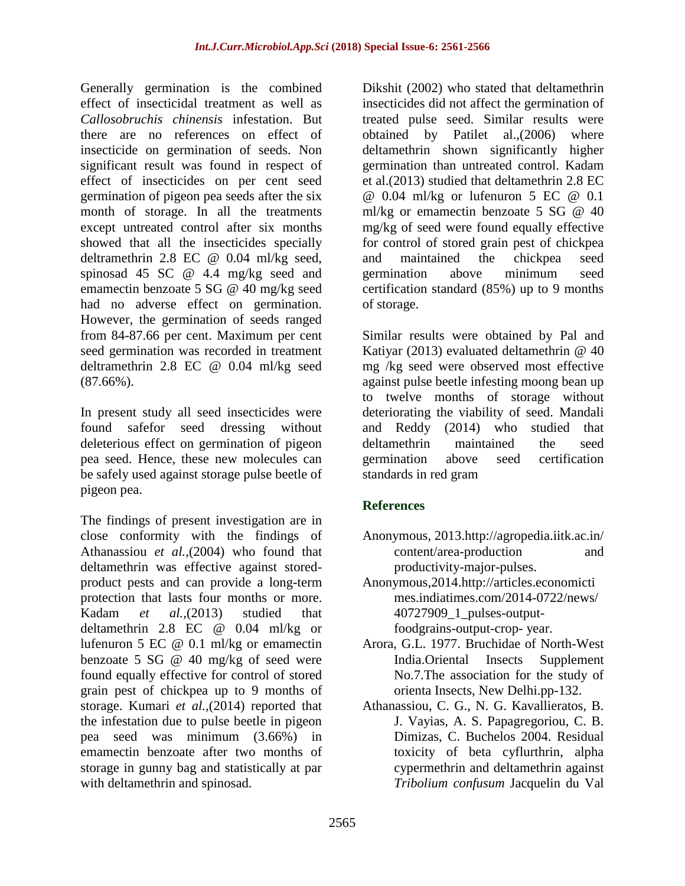Generally germination is the combined effect of insecticidal treatment as well as *Callosobruchis chinensis* infestation. But there are no references on effect of insecticide on germination of seeds. Non significant result was found in respect of effect of insecticides on per cent seed germination of pigeon pea seeds after the six month of storage. In all the treatments except untreated control after six months showed that all the insecticides specially deltramethrin 2.8 EC @ 0.04 ml/kg seed, spinosad 45 SC @ 4.4 mg/kg seed and emamectin benzoate 5 SG @ 40 mg/kg seed had no adverse effect on germination. However, the germination of seeds ranged from 84-87.66 per cent. Maximum per cent seed germination was recorded in treatment deltramethrin 2.8 EC @ 0.04 ml/kg seed (87.66%).

In present study all seed insecticides were found safefor seed dressing without deleterious effect on germination of pigeon pea seed. Hence, these new molecules can be safely used against storage pulse beetle of pigeon pea.

The findings of present investigation are in close conformity with the findings of Athanassiou *et al.*,(2004) who found that deltamethrin was effective against stored-product pests and can provide a long-term protection that lasts four months or more. Kadam *et al.*,(2013) studied that deltamethrin 2.8 EC @ 0.04 ml/kg or lufenuron 5 EC @ 0.1 ml/kg or emamectin benzoate 5 SG @ 40 mg/kg of seed were found equally effective for control of stored grain pest of chickpea up to 9 months of storage. Kumari *et al.*,(2014) reported that the infestation due to pulse beetle in pigeon pea seed was minimum (3.66%) in emamectin benzoate after two months of storage in gunny bag and statistically at par with deltamethrin and spinosad. Dikshit (2002) who stated that deltamethrin insecticides did not affect the germination of treated pulse seed. Similar results were obtained by Patilet al.,(2006) where deltamethrin shown significantly higher germination than untreated control. Kadam et al.(2013) studied that deltamethrin 2.8 EC @ 0.04 ml/kg or lufenuron 5 EC @ 0.1 ml/kg or emamectin benzoate 5 SG @ 40 mg/kg of seed were found equally effective for control of stored grain pest of chickpea and maintained the chickpea seed germination above minimum seed certification standard (85%) up to 9 months of storage.

Similar results were obtained by Pal and Katiyar (2013) evaluated deltamethrin @ 40 mg /kg seed were observed most effective against pulse beetle infesting moong bean up to twelve months of storage without deteriorating the viability of seed. Mandali and Reddy (2014) who studied that deltamethrin maintained the seed germination above seed certification standards in red gram

## References

Anonymous, 2013.http://agropedia.iitk.ac.in/ content/area-production and productivity-major-pulses.

Anonymous,2014.http://articles.economictimes.indiatimes.com/2014-0722/news/ 40727909_1_pulses-output-foodgrains-output-crop- year.

Arora, G.L. 1977. Bruchidae of North-West India.Oriental Insects Supplement No.7.The association for the study of orienta Insects, New Delhi.pp-132.

Athanassiou, C. G., N. G. Kavallieratos, B. J. Vayias, A. S. Papagregoriou, C. B. Dimizas, C. Buchelos 2004. Residual toxicity of beta cyflurthrin, alpha cypermethrin and deltamethrin against *Tribolium confusum* Jacquelin du Val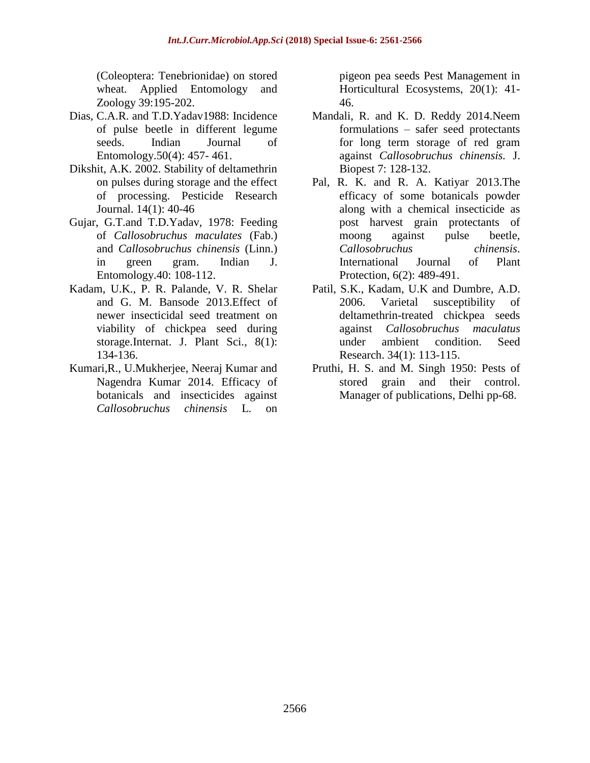(Coleoptera: Tenebrionidae) on stored wheat. Applied Entomology and Zoology 39:195-202.

Dias, C.A.R. and T.D.Yadav1988: Incidence of pulse beetle in different legume seeds. Indian Journal of Entomology.50(4): 457- 461.

Dikshit, A.K. 2002. Stability of deltamethrin on pulses during storage and the effect of processing. Pesticide Research Journal. 14(1): 40-46

Gujar, G.T.and T.D.Yadav, 1978: Feeding of *Callosobruchus maculates* (Fab.) and *Callosobruchus chinensis* (Linn.) in green gram. Indian J. Entomology.40: 108-112.

Kadam, U.K., P. R. Palande, V. R. Shelar and G. M. Bansode 2013.Effect of newer insecticidal seed treatment on viability of chickpea seed during storage.Internat. J. Plant Sci., 8(1): 134-136.

Kumari,R., U.Mukherjee, Neeraj Kumar and Nagendra Kumar 2014. Efficacy of botanicals and insecticides against *Callosobruchus chinensis* L. on pigeon pea seeds Pest Management in Horticultural Ecosystems, 20(1): 41-46.

Mandali, R. and K. D. Reddy 2014.Neem formulations – safer seed protectants for long term storage of red gram against *Callosobruchus chinensis.* J. Biopest 7: 128-132.

Pal, R. K. and R. A. Katiyar 2013.The efficacy of some botanicals powder along with a chemical insecticide as post harvest grain protectants of moong against pulse beetle, *Callosobruchus chinensis*. International Journal of Plant Protection, 6(2): 489-491.

Patil, S.K., Kadam, U.K and Dumbre, A.D. 2006. Varietal susceptibility of deltamethrin-treated chickpea seeds against *Callosobruchus maculatus* under ambient condition. Seed Research. 34(1): 113-115.

Pruthi, H. S. and M. Singh 1950: Pests of stored grain and their control. Manager of publications, Delhi pp-68.